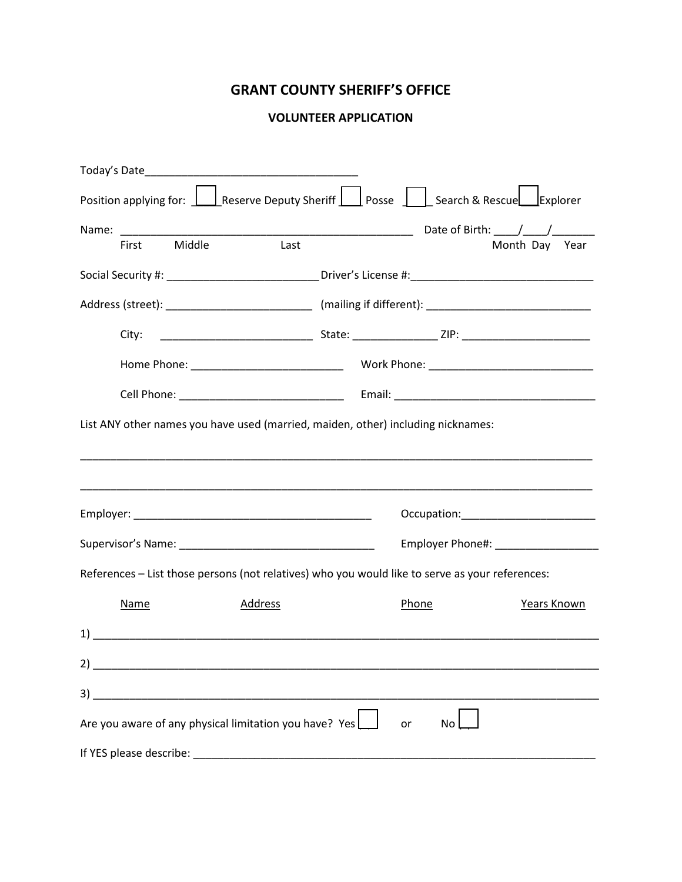# GRANT COUNTY SHERIFF'S OFFICE

## VOLUNTEER APPLICATION

Today's Date___________________________________

Position applying for: ☐ Reserve Deputy Sheriff ☐ Posse ☐ Search & Rescue ☐ Explorer

Name: ________________________________________________ Date of Birth: ____/____/_______

First Middle Last — Month Day Year

Social Security #: _________________________ Driver's License #:______________________________

Address (street): ________________________ (mailing if different): ___________________________

City: _________________________ State: ______________ ZIP: _____________________

Home Phone: _________________________ Work Phone: ___________________________

Cell Phone: ___________________________ Email: _________________________________

List ANY other names you have used (married, maiden, other) including nicknames:

_____________________________________________________________________________________

_____________________________________________________________________________________

Employer: _______________________________________ Occupation:______________________

Supervisor's Name: ________________________________ Employer Phone#: _________________

References – List those persons (not relatives) who you would like to serve as your references:

| Name | Address | Phone | Years Known |
|---|---|---|---|
| 1) | | | |
| 2) | | | |
| 3) | | | |

Are you aware of any physical limitation you have? Yes ☐ or No ☐

If YES please describe: _____________________________________________________________________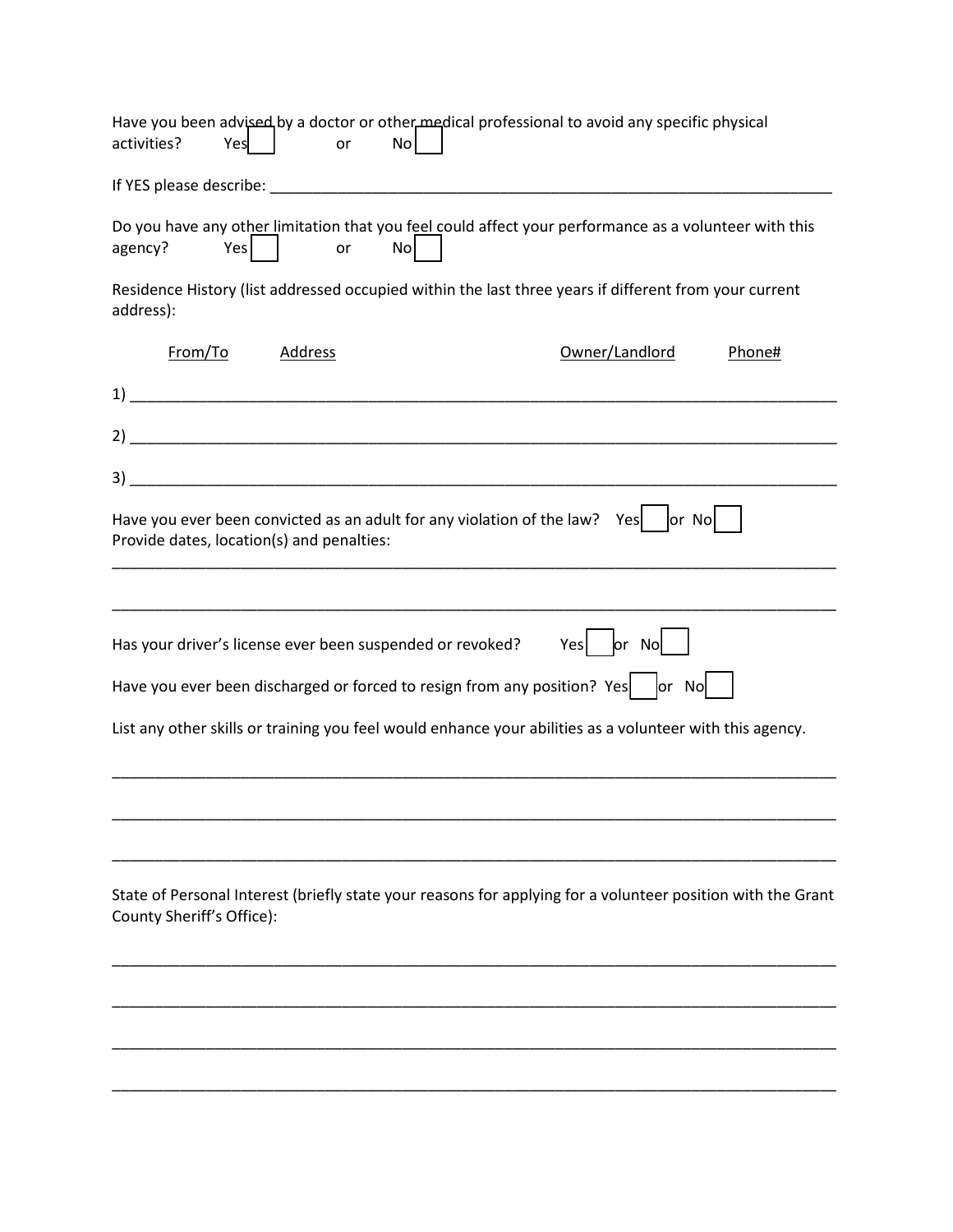Have you been advised by a doctor or other medical professional to avoid any specific physical activities? Yes [ ] or No [ ]

If YES please describe: ______________________________________________________________________

Do you have any other limitation that you feel could affect your performance as a volunteer with this agency? Yes [ ] or No [ ]

Residence History (list addressed occupied within the last three years if different from your current address):

From/To Address Owner/Landlord Phone#

1) ________________________________________________________________________________________

2) ________________________________________________________________________________________

3) ________________________________________________________________________________________

Have you ever been convicted as an adult for any violation of the law? Yes [ ] or No [ ]
Provide dates, location(s) and penalties:

___________________________________________________________________________________________

___________________________________________________________________________________________

Has your driver's license ever been suspended or revoked? Yes [ ] or No [ ]

Have you ever been discharged or forced to resign from any position? Yes [ ] or No [ ]

List any other skills or training you feel would enhance your abilities as a volunteer with this agency.

___________________________________________________________________________________________

___________________________________________________________________________________________

___________________________________________________________________________________________

State of Personal Interest (briefly state your reasons for applying for a volunteer position with the Grant County Sheriff's Office):

___________________________________________________________________________________________

___________________________________________________________________________________________

___________________________________________________________________________________________

___________________________________________________________________________________________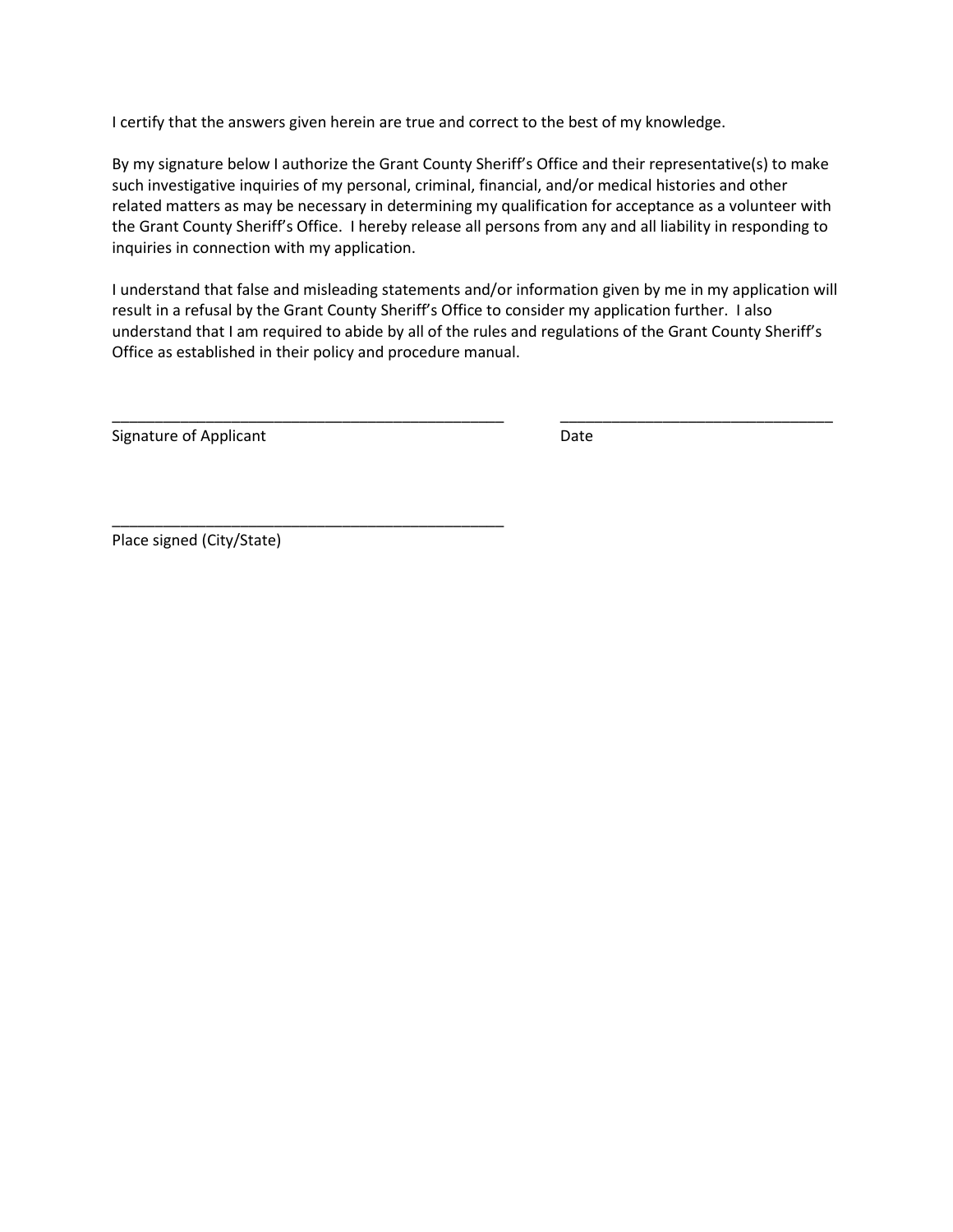I certify that the answers given herein are true and correct to the best of my knowledge.

By my signature below I authorize the Grant County Sheriff's Office and their representative(s) to make such investigative inquiries of my personal, criminal, financial, and/or medical histories and other related matters as may be necessary in determining my qualification for acceptance as a volunteer with the Grant County Sheriff's Office. I hereby release all persons from any and all liability in responding to inquiries in connection with my application.

I understand that false and misleading statements and/or information given by me in my application will result in a refusal by the Grant County Sheriff's Office to consider my application further. I also understand that I am required to abide by all of the rules and regulations of the Grant County Sheriff's Office as established in their policy and procedure manual.

_______________________________________________ _______________________________

Signature of Applicant Date

_______________________________________________

Place signed (City/State)